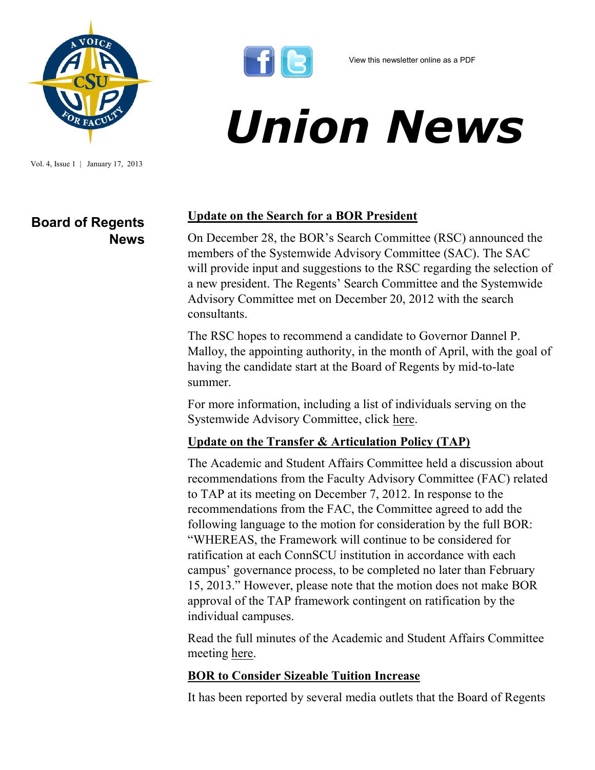View this newsletter online as a PDF

# Union News

Vol. 4, Issue 1 | January 17, 2013

## Board of Regents News

### Update on the Search for a BOR President

On December 28, the BOR's Search Committee (RSC) announced the members of the Systemwide Advisory Committee (SAC). The SAC will provide input and suggestions to the RSC regarding the selection of a new president. The Regents' Search Committee and the Systemwide Advisory Committee met on December 20, 2012 with the search consultants.

The RSC hopes to recommend a candidate to Governor Dannel P. Malloy, the appointing authority, in the month of April, with the goal of having the candidate start at the Board of Regents by mid-to-late summer.

For more information, including a list of individuals serving on the Systemwide Advisory Committee, click here.

### Update on the Transfer & Articulation Policy (TAP)

The Academic and Student Affairs Committee held a discussion about recommendations from the Faculty Advisory Committee (FAC) related to TAP at its meeting on December 7, 2012. In response to the recommendations from the FAC, the Committee agreed to add the following language to the motion for consideration by the full BOR: "WHEREAS, the Framework will continue to be considered for ratification at each ConnSCU institution in accordance with each campus' governance process, to be completed no later than February 15, 2013." However, please note that the motion does not make BOR approval of the TAP framework contingent on ratification by the individual campuses.

Read the full minutes of the Academic and Student Affairs Committee meeting here.

### BOR to Consider Sizeable Tuition Increase

It has been reported by several media outlets that the Board of Regents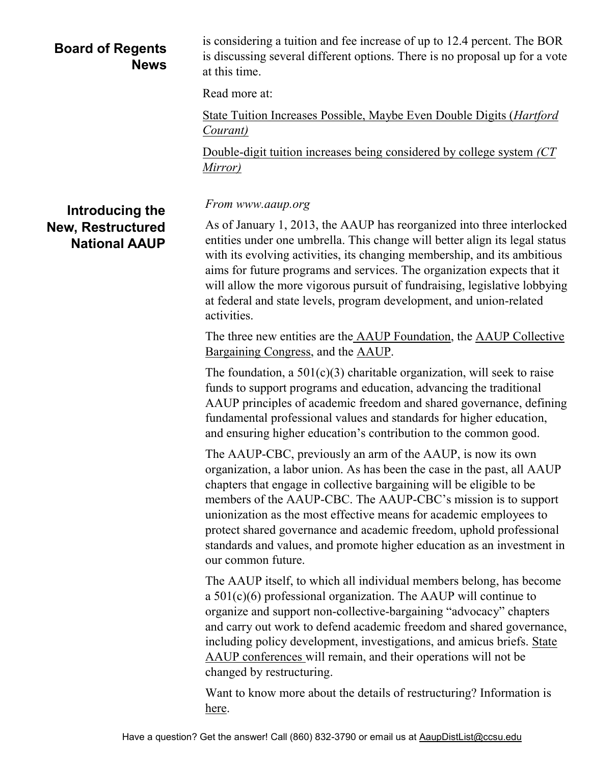## Board of Regents News

is considering a tuition and fee increase of up to 12.4 percent. The BOR is discussing several different options. There is no proposal up for a vote at this time.

Read more at:

State Tuition Increases Possible, Maybe Even Double Digits (*Hartford Courant)*

Double-digit tuition increases being considered by college system *(CT Mirror)*

## Introducing the New, Restructured National AAUP

*From www.aaup.org*

As of January 1, 2013, the AAUP has reorganized into three interlocked entities under one umbrella. This change will better align its legal status with its evolving activities, its changing membership, and its ambitious aims for future programs and services. The organization expects that it will allow the more vigorous pursuit of fundraising, legislative lobbying at federal and state levels, program development, and union-related activities.

The three new entities are the AAUP Foundation, the AAUP Collective Bargaining Congress, and the AAUP.

The foundation, a 501(c)(3) charitable organization, will seek to raise funds to support programs and education, advancing the traditional AAUP principles of academic freedom and shared governance, defining fundamental professional values and standards for higher education, and ensuring higher education's contribution to the common good.

The AAUP-CBC, previously an arm of the AAUP, is now its own organization, a labor union. As has been the case in the past, all AAUP chapters that engage in collective bargaining will be eligible to be members of the AAUP-CBC. The AAUP-CBC's mission is to support unionization as the most effective means for academic employees to protect shared governance and academic freedom, uphold professional standards and values, and promote higher education as an investment in our common future.

The AAUP itself, to which all individual members belong, has become a 501(c)(6) professional organization. The AAUP will continue to organize and support non-collective-bargaining "advocacy" chapters and carry out work to defend academic freedom and shared governance, including policy development, investigations, and amicus briefs. State AAUP conferences will remain, and their operations will not be changed by restructuring.

Want to know more about the details of restructuring? Information is here.

Have a question? Get the answer! Call (860) 832-3790 or email us at AaupDistList@ccsu.edu